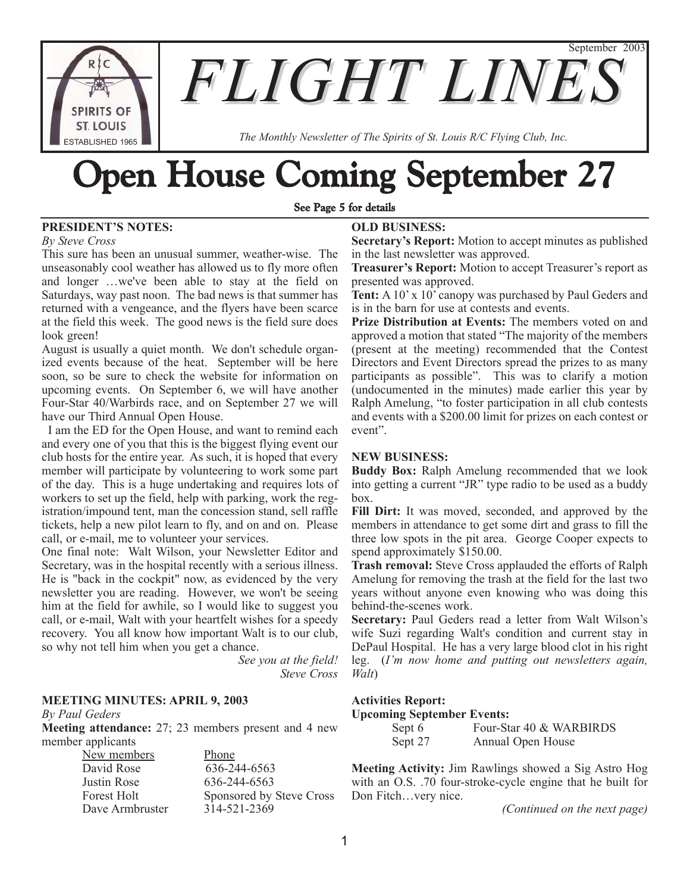# FLIGHT LINES

September 2003

*The Monthly Newsletter of The Spirits of St. Louis R/C Flying Club, Inc.*

# Open House Coming September 27

**See Page 5 for details**

## PRESIDENT'S NOTES:

*By Steve Cross*

This sure has been an unusual summer, weather-wise. The unseasonably cool weather has allowed us to fly more often and longer …we've been able to stay at the field on Saturdays, way past noon. The bad news is that summer has returned with a vengeance, and the flyers have been scarce at the field this week. The good news is the field sure does look green!

August is usually a quiet month. We don't schedule organized events because of the heat. September will be here soon, so be sure to check the website for information on upcoming events. On September 6, we will have another Four-Star 40/Warbirds race, and on September 27 we will have our Third Annual Open House.

I am the ED for the Open House, and want to remind each and every one of you that this is the biggest flying event our club hosts for the entire year. As such, it is hoped that every member will participate by volunteering to work some part of the day. This is a huge undertaking and requires lots of workers to set up the field, help with parking, work the registration/impound tent, man the concession stand, sell raffle tickets, help a new pilot learn to fly, and on and on. Please call, or e-mail, me to volunteer your services.

One final note: Walt Wilson, your Newsletter Editor and Secretary, was in the hospital recently with a serious illness. He is "back in the cockpit" now, as evidenced by the very newsletter you are reading. However, we won't be seeing him at the field for awhile, so I would like to suggest you call, or e-mail, Walt with your heartfelt wishes for a speedy recovery. You all know how important Walt is to our club, so why not tell him when you get a chance.

*See you at the field!*
*Steve Cross*

## MEETING MINUTES: APRIL 9, 2003

*By Paul Geders*

**Meeting attendance:** 27; 23 members present and 4 new member applicants

| New members | Phone |
|---|---|
| David Rose | 636-244-6563 |
| Justin Rose | 636-244-6563 |
| Forest Holt | Sponsored by Steve Cross |
| Dave Armbruster | 314-521-2369 |

## OLD BUSINESS:

**Secretary's Report:** Motion to accept minutes as published in the last newsletter was approved.

**Treasurer's Report:** Motion to accept Treasurer's report as presented was approved.

**Tent:** A 10' x 10' canopy was purchased by Paul Geders and is in the barn for use at contests and events.

**Prize Distribution at Events:** The members voted on and approved a motion that stated "The majority of the members (present at the meeting) recommended that the Contest Directors and Event Directors spread the prizes to as many participants as possible". This was to clarify a motion (undocumented in the minutes) made earlier this year by Ralph Amelung, "to foster participation in all club contests and events with a $200.00 limit for prizes on each contest or event".

## NEW BUSINESS:

**Buddy Box:** Ralph Amelung recommended that we look into getting a current "JR" type radio to be used as a buddy box.

**Fill Dirt:** It was moved, seconded, and approved by the members in attendance to get some dirt and grass to fill the three low spots in the pit area. George Cooper expects to spend approximately $150.00.

**Trash removal:** Steve Cross applauded the efforts of Ralph Amelung for removing the trash at the field for the last two years without anyone even knowing who was doing this behind-the-scenes work.

**Secretary:** Paul Geders read a letter from Walt Wilson's wife Suzi regarding Walt's condition and current stay in DePaul Hospital. He has a very large blood clot in his right leg. (*I'm now home and putting out newsletters again, Walt*)

**Activities Report:**

**Upcoming September Events:**

| | |
|---|---|
| Sept 6 | Four-Star 40 & WARBIRDS |
| Sept 27 | Annual Open House |

**Meeting Activity:** Jim Rawlings showed a Sig Astro Hog with an O.S. .70 four-stroke-cycle engine that he built for Don Fitch…very nice.

*(Continued on the next page)*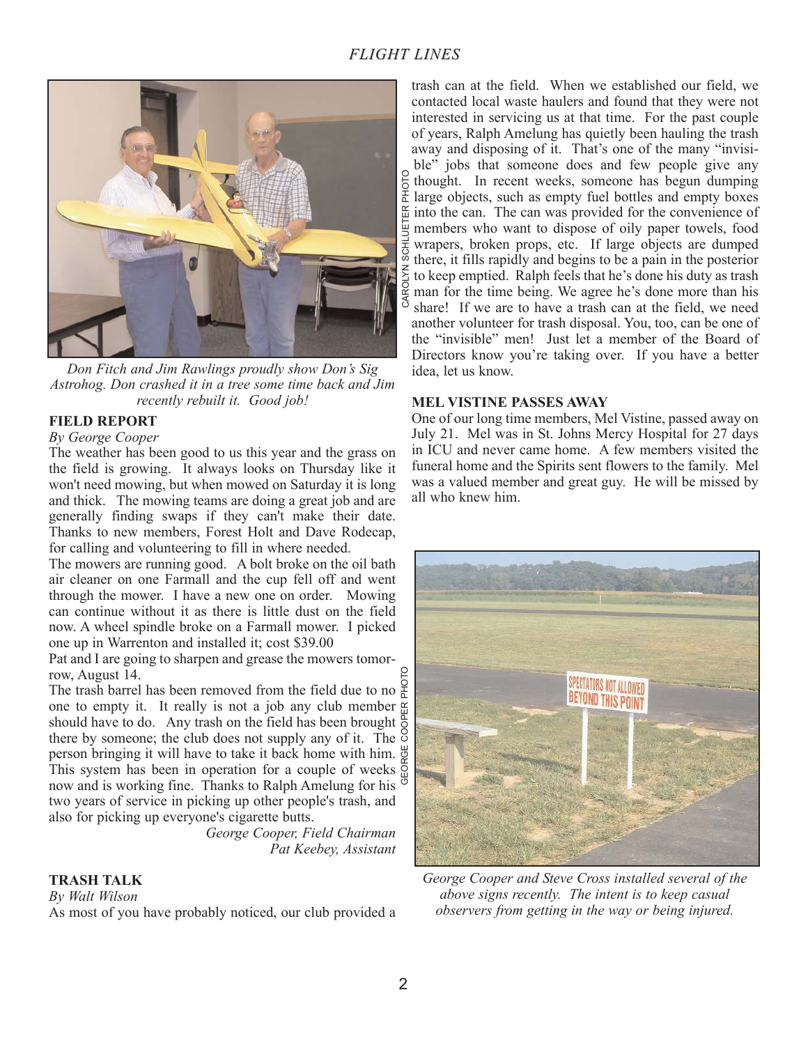*Don Fitch and Jim Rawlings proudly show Don's Sig Astrohog. Don crashed it in a tree some time back and Jim recently rebuilt it. Good job!*

CAROLYN SCHLUETER PHOTO

### FIELD REPORT

*By George Cooper*

The weather has been good to us this year and the grass on the field is growing. It always looks on Thursday like it won't need mowing, but when mowed on Saturday it is long and thick. The mowing teams are doing a great job and are generally finding swaps if they can't make their date. Thanks to new members, Forest Holt and Dave Rodecap, for calling and volunteering to fill in where needed.

The mowers are running good. A bolt broke on the oil bath air cleaner on one Farmall and the cup fell off and went through the mower. I have a new one on order. Mowing can continue without it as there is little dust on the field now. A wheel spindle broke on a Farmall mower. I picked one up in Warrenton and installed it; cost $39.00

Pat and I are going to sharpen and grease the mowers tomorrow, August 14.

The trash barrel has been removed from the field due to no one to empty it. It really is not a job any club member should have to do. Any trash on the field has been brought there by someone; the club does not supply any of it. The person bringing it will have to take it back home with him. This system has been in operation for a couple of weeks now and is working fine. Thanks to Ralph Amelung for his two years of service in picking up other people's trash, and also for picking up everyone's cigarette butts.

*George Cooper, Field Chairman*
*Pat Keebey, Assistant*

### TRASH TALK

*By Walt Wilson*

As most of you have probably noticed, our club provided a trash can at the field. When we established our field, we contacted local waste haulers and found that they were not interested in servicing us at that time. For the past couple of years, Ralph Amelung has quietly been hauling the trash away and disposing of it. That's one of the many "invisible" jobs that someone does and few people give any thought. In recent weeks, someone has begun dumping large objects, such as empty fuel bottles and empty boxes into the can. The can was provided for the convenience of members who want to dispose of oily paper towels, food wrappers, broken props, etc. If large objects are dumped there, it fills rapidly and begins to be a pain in the posterior to keep emptied. Ralph feels that he's done his duty as trash man for the time being. We agree he's done more than his share! If we are to have a trash can at the field, we need another volunteer for trash disposal. You, too, can be one of the "invisible" men! Just let a member of the Board of Directors know you're taking over. If you have a better idea, let us know.

### MEL VISTINE PASSES AWAY

One of our long time members, Mel Vistine, passed away on July 21. Mel was in St. Johns Mercy Hospital for 27 days in ICU and never came home. A few members visited the funeral home and the Spirits sent flowers to the family. Mel was a valued member and great guy. He will be missed by all who knew him.

GEORGE COOPER PHOTO

*George Cooper and Steve Cross installed several of the above signs recently. The intent is to keep casual observers from getting in the way or being injured.*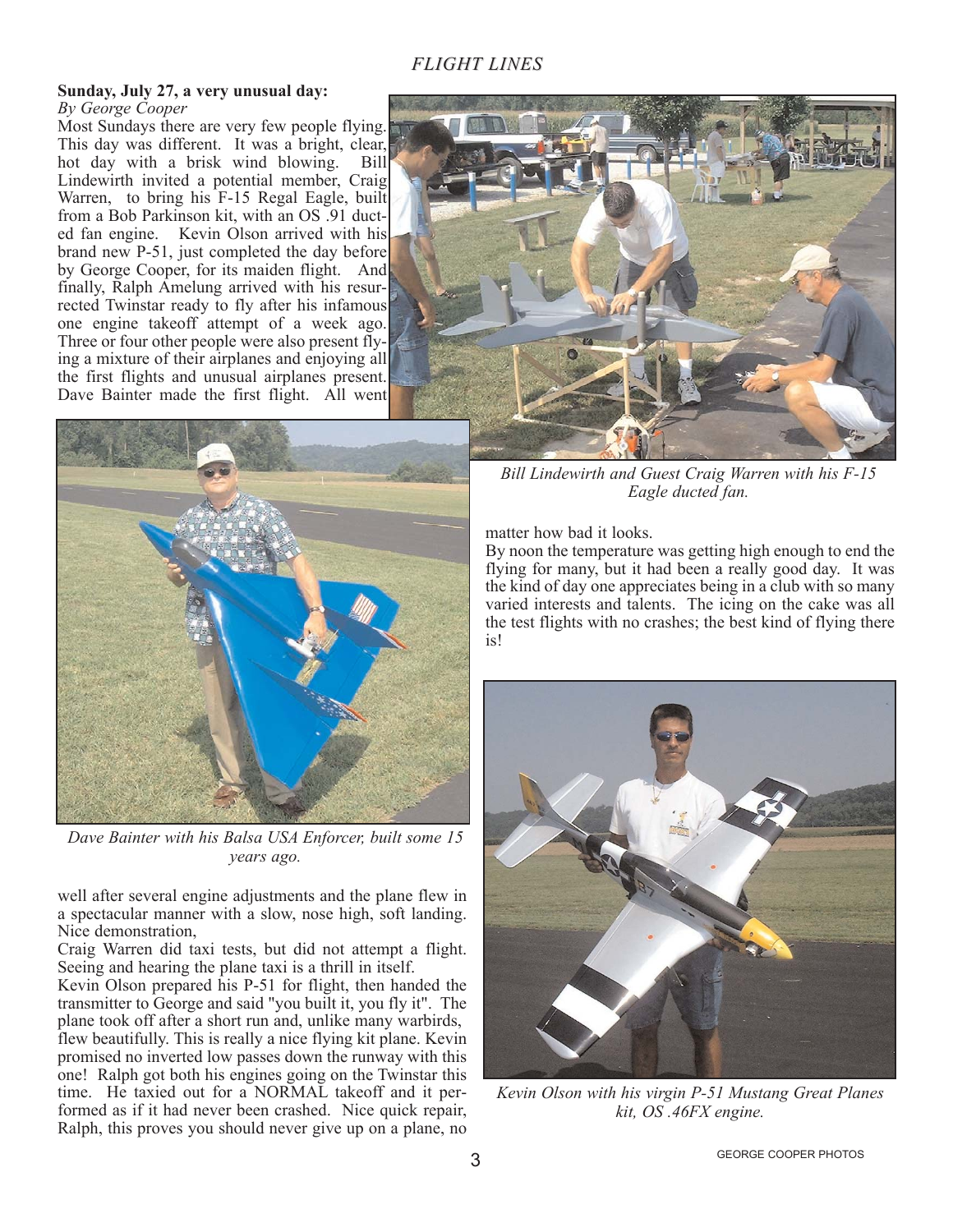## Sunday, July 27, a very unusual day:

*By George Cooper*

Most Sundays there are very few people flying. This day was different. It was a bright, clear, hot day with a brisk wind blowing. Bill Lindewirth invited a potential member, Craig Warren, to bring his F-15 Regal Eagle, built from a Bob Parkinson kit, with an OS .91 ducted fan engine. Kevin Olson arrived with his brand new P-51, just completed the day before by George Cooper, for its maiden flight. And finally, Ralph Amelung arrived with his resurrected Twinstar ready to fly after his infamous one engine takeoff attempt of a week ago. Three or four other people were also present flying a mixture of their airplanes and enjoying all the first flights and unusual airplanes present. Dave Bainter made the first flight. All went well after several engine adjustments and the plane flew in a spectacular manner with a slow, nose high, soft landing. Nice demonstration,

Craig Warren did taxi tests, but did not attempt a flight. Seeing and hearing the plane taxi is a thrill in itself.

Kevin Olson prepared his P-51 for flight, then handed the transmitter to George and said "you built it, you fly it". The plane took off after a short run and, unlike many warbirds, flew beautifully. This is really a nice flying kit plane. Kevin promised no inverted low passes down the runway with this one! Ralph got both his engines going on the Twinstar this time. He taxied out for a NORMAL takeoff and it performed as if it had never been crashed. Nice quick repair, Ralph, this proves you should never give up on a plane, no matter how bad it looks.

By noon the temperature was getting high enough to end the flying for many, but it had been a really good day. It was the kind of day one appreciates being in a club with so many varied interests and talents. The icing on the cake was all the test flights with no crashes; the best kind of flying there is!

*Bill Lindewirth and Guest Craig Warren with his F-15 Eagle ducted fan.*

*Dave Bainter with his Balsa USA Enforcer, built some 15 years ago.*

*Kevin Olson with his virgin P-51 Mustang Great Planes kit, OS .46FX engine.*

GEORGE COOPER PHOTOS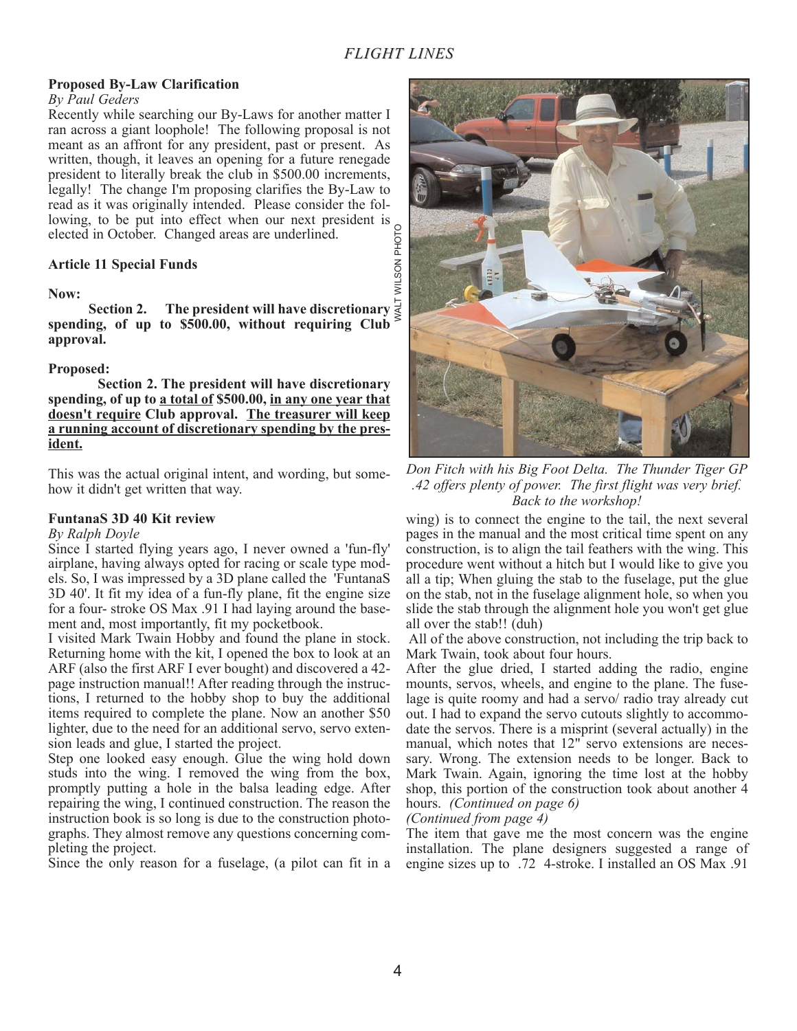### Proposed By-Law Clarification

*By Paul Geders*

Recently while searching our By-Laws for another matter I ran across a giant loophole! The following proposal is not meant as an affront for any president, past or present. As written, though, it leaves an opening for a future renegade president to literally break the club in $500.00 increments, legally! The change I'm proposing clarifies the By-Law to read as it was originally intended. Please consider the following, to be put into effect when our next president is elected in October. Changed areas are underlined.

**Article 11 Special Funds**

**Now:**

**Section 2. The president will have discretionary spending, of up to $500.00, without requiring Club approval.**

**Proposed:**

**Section 2. The president will have discretionary spending, of up to <u>a total of</u> $500.00, <u>in any one year that doesn't require</u> Club approval. <u>The treasurer will keep a running account of discretionary spending by the president.</u>**

This was the actual original intent, and wording, but somehow it didn't get written that way.

### FuntanaS 3D 40 Kit review

*By Ralph Doyle*

Since I started flying years ago, I never owned a 'fun-fly' airplane, having always opted for racing or scale type models. So, I was impressed by a 3D plane called the 'FuntanaS 3D 40'. It fit my idea of a fun-fly plane, fit the engine size for a four- stroke OS Max .91 I had laying around the basement and, most importantly, fit my pocketbook.

I visited Mark Twain Hobby and found the plane in stock. Returning home with the kit, I opened the box to look at an ARF (also the first ARF I ever bought) and discovered a 42-page instruction manual!! After reading through the instructions, I returned to the hobby shop to buy the additional items required to complete the plane. Now an another $50 lighter, due to the need for an additional servo, servo extension leads and glue, I started the project.

Step one looked easy enough. Glue the wing hold down studs into the wing. I removed the wing from the box, promptly putting a hole in the balsa leading edge. After repairing the wing, I continued construction. The reason the instruction book is so long is due to the construction photographs. They almost remove any questions concerning completing the project.

Since the only reason for a fuselage, (a pilot can fit in a wing) is to connect the engine to the tail, the next several pages in the manual and the most critical time spent on any construction, is to align the tail feathers with the wing. This procedure went without a hitch but I would like to give you all a tip; When gluing the stab to the fuselage, put the glue on the stab, not in the fuselage alignment hole, so when you slide the stab through the alignment hole you won't get glue all over the stab!! (duh)

All of the above construction, not including the trip back to Mark Twain, took about four hours.

After the glue dried, I started adding the radio, engine mounts, servos, wheels, and engine to the plane. The fuselage is quite roomy and had a servo/ radio tray already cut out. I had to expand the servo cutouts slightly to accommodate the servos. There is a misprint (several actually) in the manual, which notes that 12" servo extensions are necessary. Wrong. The extension needs to be longer. Back to Mark Twain. Again, ignoring the time lost at the hobby shop, this portion of the construction took about another 4 hours. *(Continued on page 6)*

WALT WILSON PHOTO

*Don Fitch with his Big Foot Delta. The Thunder Tiger GP .42 offers plenty of power. The first flight was very brief. Back to the workshop!*

*(Continued from page 4)*

The item that gave me the most concern was the engine installation. The plane designers suggested a range of engine sizes up to .72 4-stroke. I installed an OS Max .91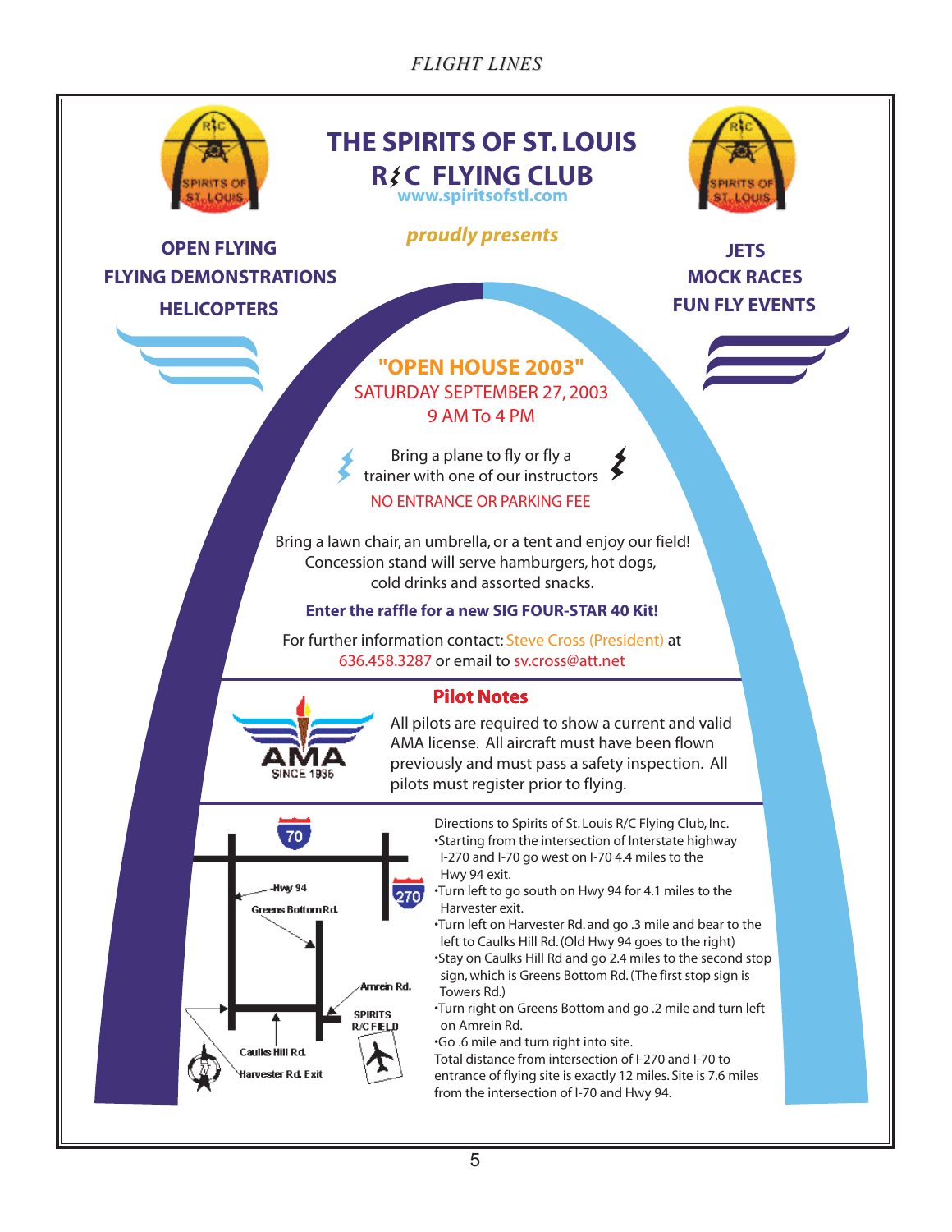# THE SPIRITS OF ST. LOUIS R/C FLYING CLUB

www.spiritsofstl.com

*proudly presents*

**OPEN FLYING**
**FLYING DEMONSTRATIONS**
**HELICOPTERS**

**JETS**
**MOCK RACES**
**FUN FLY EVENTS**

## "OPEN HOUSE 2003"

SATURDAY SEPTEMBER 27, 2003
9 AM To 4 PM

Bring a plane to fly or fly a trainer with one of our instructors

NO ENTRANCE OR PARKING FEE

Bring a lawn chair, an umbrella, or a tent and enjoy our field!
Concession stand will serve hamburgers, hot dogs, cold drinks and assorted snacks.

**Enter the raffle for a new SIG FOUR-STAR 40 Kit!**

For further information contact: Steve Cross (President) at 636.458.3287 or email to sv.cross@att.net

### Pilot Notes

All pilots are required to show a current and valid AMA license. All aircraft must have been flown previously and must pass a safety inspection. All pilots must register prior to flying.

Directions to Spirits of St. Louis R/C Flying Club, Inc.

- Starting from the intersection of Interstate highway I-270 and I-70 go west on I-70 4.4 miles to the Hwy 94 exit.
- Turn left to go south on Hwy 94 for 4.1 miles to the Harvester exit.
- Turn left on Harvester Rd. and go .3 mile and bear to the left to Caulks Hill Rd. (Old Hwy 94 goes to the right)
- Stay on Caulks Hill Rd and go 2.4 miles to the second stop sign, which is Greens Bottom Rd. (The first stop sign is Towers Rd.)
- Turn right on Greens Bottom and go .2 mile and turn left on Amrein Rd.
- Go .6 mile and turn right into site.

Total distance from intersection of I-270 and I-70 to entrance of flying site is exactly 12 miles. Site is 7.6 miles from the intersection of I-70 and Hwy 94.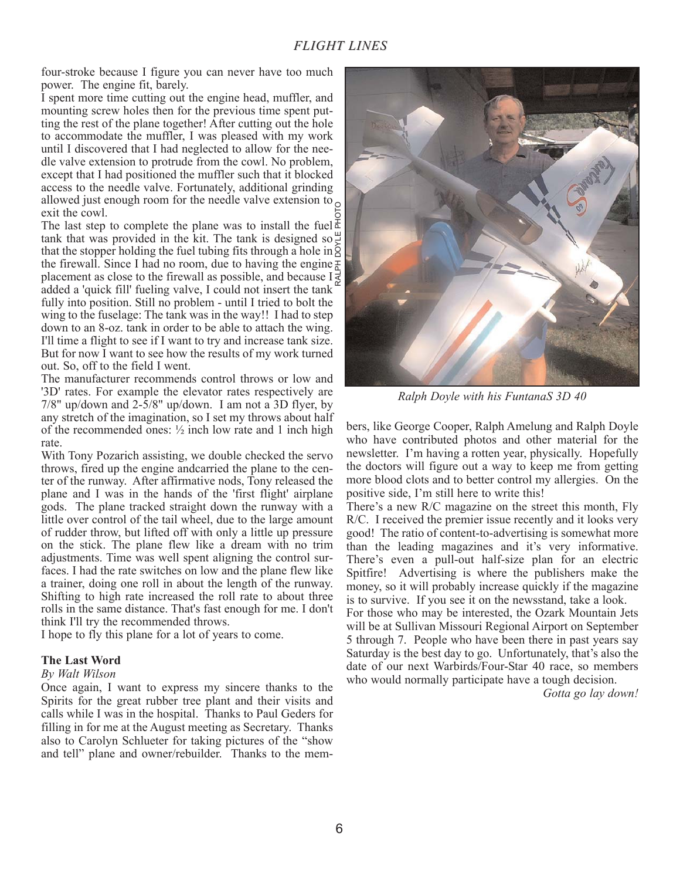four-stroke because I figure you can never have too much power. The engine fit, barely.

I spent more time cutting out the engine head, muffler, and mounting screw holes then for the previous time spent putting the rest of the plane together! After cutting out the hole to accommodate the muffler, I was pleased with my work until I discovered that I had neglected to allow for the needle valve extension to protrude from the cowl. No problem, except that I had positioned the muffler such that it blocked access to the needle valve. Fortunately, additional grinding allowed just enough room for the needle valve extension to exit the cowl.

The last step to complete the plane was to install the fuel tank that was provided in the kit. The tank is designed so that the stopper holding the fuel tubing fits through a hole in the firewall. Since I had no room, due to having the engine placement as close to the firewall as possible, and because I added a 'quick fill' fueling valve, I could not insert the tank fully into position. Still no problem - until I tried to bolt the wing to the fuselage: The tank was in the way!! I had to step down to an 8-oz. tank in order to be able to attach the wing. I'll time a flight to see if I want to try and increase tank size. But for now I want to see how the results of my work turned out. So, off to the field I went.

The manufacturer recommends control throws or low and '3D' rates. For example the elevator rates respectively are 7/8" up/down and 2-5/8" up/down. I am not a 3D flyer, by any stretch of the imagination, so I set my throws about half of the recommended ones: ½ inch low rate and 1 inch high rate.

With Tony Pozarich assisting, we double checked the servo throws, fired up the engine andcarried the plane to the center of the runway. After affirmative nods, Tony released the plane and I was in the hands of the 'first flight' airplane gods. The plane tracked straight down the runway with a little over control of the tail wheel, due to the large amount of rudder throw, but lifted off with only a little up pressure on the stick. The plane flew like a dream with no trim adjustments. Time was well spent aligning the control surfaces. I had the rate switches on low and the plane flew like a trainer, doing one roll in about the length of the runway. Shifting to high rate increased the roll rate to about three rolls in the same distance. That's fast enough for me. I don't think I'll try the recommended throws.

I hope to fly this plane for a lot of years to come.

RALPH DOYLE PHOTO

*Ralph Doyle with his FuntanaS 3D 40*

**The Last Word**

*By Walt Wilson*

Once again, I want to express my sincere thanks to the Spirits for the great rubber tree plant and their visits and calls while I was in the hospital. Thanks to Paul Geders for filling in for me at the August meeting as Secretary. Thanks also to Carolyn Schlueter for taking pictures of the "show and tell" plane and owner/rebuilder. Thanks to the members, like George Cooper, Ralph Amelung and Ralph Doyle who have contributed photos and other material for the newsletter. I'm having a rotten year, physically. Hopefully the doctors will figure out a way to keep me from getting more blood clots and to better control my allergies. On the positive side, I'm still here to write this!

There's a new R/C magazine on the street this month, Fly R/C. I received the premier issue recently and it looks very good! The ratio of content-to-advertising is somewhat more than the leading magazines and it's very informative. There's even a pull-out half-size plan for an electric Spitfire! Advertising is where the publishers make the money, so it will probably increase quickly if the magazine is to survive. If you see it on the newsstand, take a look.

For those who may be interested, the Ozark Mountain Jets will be at Sullivan Missouri Regional Airport on September 5 through 7. People who have been there in past years say Saturday is the best day to go. Unfortunately, that's also the date of our next Warbirds/Four-Star 40 race, so members who would normally participate have a tough decision.

*Gotta go lay down!*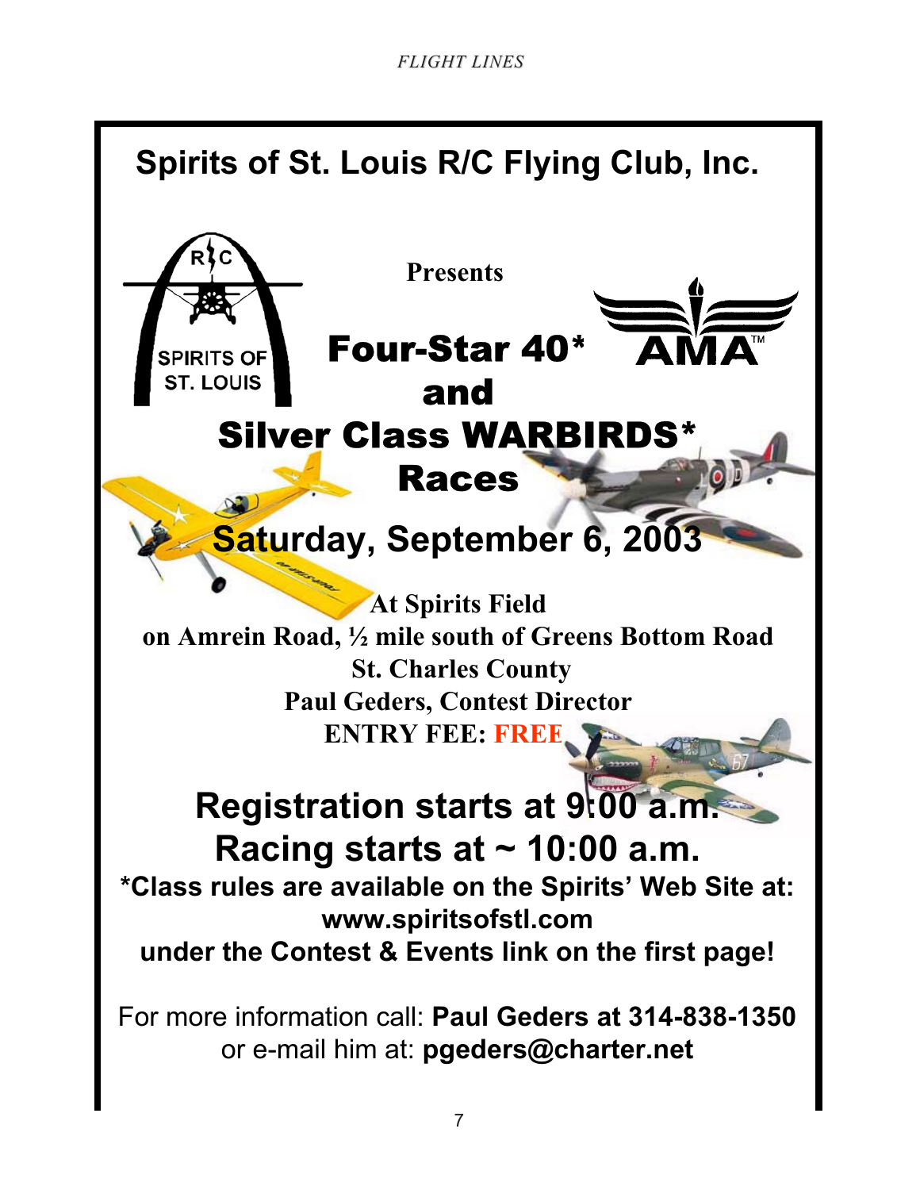# Spirits of St. Louis R/C Flying Club, Inc.

**Presents**

# Four-Star 40* and Silver Class WARBIRDS* Races

## Saturday, September 6, 2003

**At Spirits Field**
**on Amrein Road, ½ mile south of Greens Bottom Road**
**St. Charles County**
**Paul Geders, Contest Director**
**ENTRY FEE: FREE**

## Registration starts at 9:00 a.m.
## Racing starts at ~ 10:00 a.m.

**\*Class rules are available on the Spirits' Web Site at:**
**www.spiritsofstl.com**
**under the Contest & Events link on the first page!**

For more information call: **Paul Geders at 314-838-1350**
or e-mail him at: **pgeders@charter.net**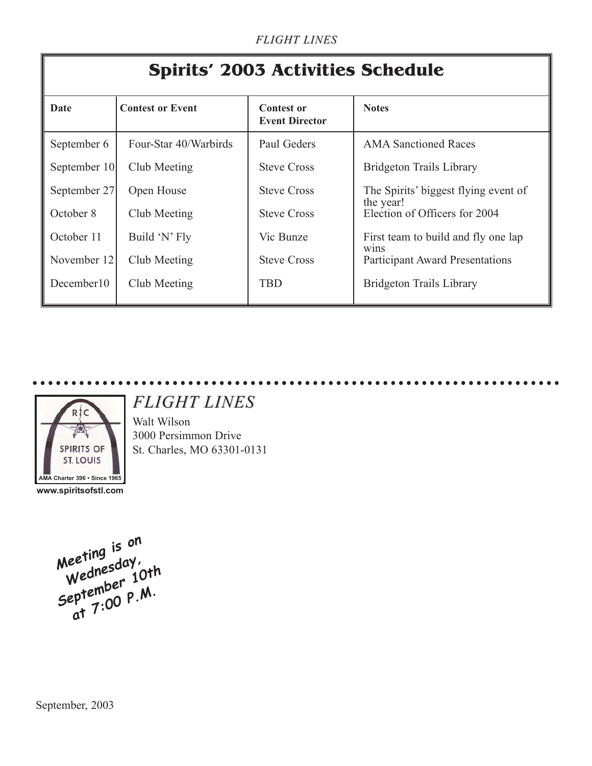# Spirits' 2003 Activities Schedule

| Date | Contest or Event | Contest or Event Director | Notes |
|---|---|---|---|
| September 6 | Four-Star 40/Warbirds | Paul Geders | AMA Sanctioned Races |
| September 10 | Club Meeting | Steve Cross | Bridgeton Trails Library |
| September 27 | Open House | Steve Cross | The Spirits' biggest flying event of the year! |
| October 8 | Club Meeting | Steve Cross | Election of Officers for 2004 |
| October 11 | Build 'N' Fly | Vic Bunze | First team to build and fly one lap wins |
| November 12 | Club Meeting | Steve Cross | Participant Award Presentations |
| December10 | Club Meeting | TBD | Bridgeton Trails Library |

R/C
SPIRITS OF ST. LOUIS
AMA Charter 396 • Since 1965
www.spiritsofstl.com

## *FLIGHT LINES*

Walt Wilson
3000 Persimmon Drive
St. Charles, MO 63301-0131

**Meeting is on Wednesday, September 10th at 7:00 P.M.**

September, 2003